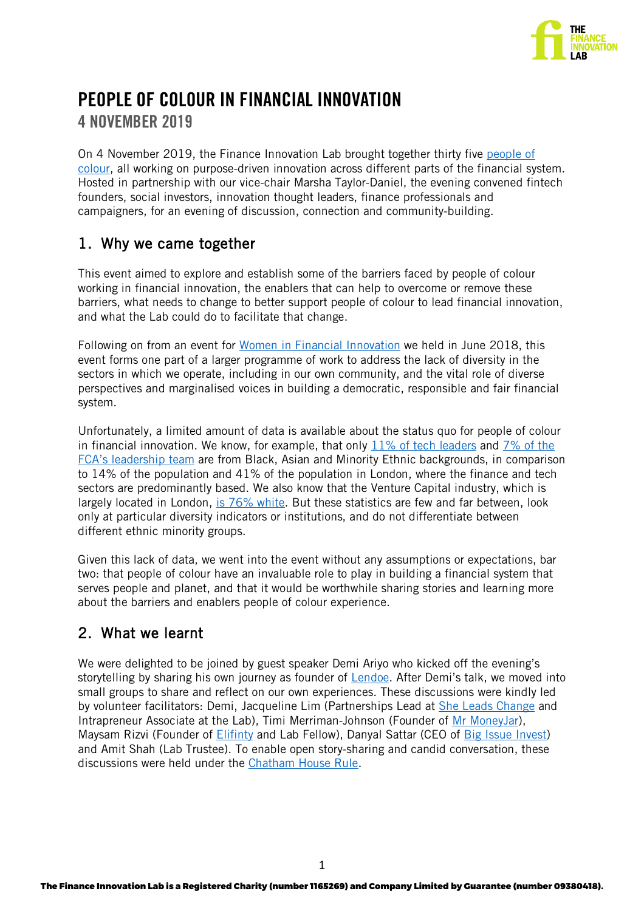# PEOPLE OF COLOUR IN FINANCIAL INNOVATION

## 4 NOVEMBER 2019

On 4 November 2019, the Finance Innovation Lab brought together thirty five people of colour, all working on purpose-driven innovation across different parts of the financial system. Hosted in partnership with our vice-chair Marsha Taylor-Daniel, the evening convened fintech founders, social investors, innovation thought leaders, finance professionals and campaigners, for an evening of discussion, connection and community-building.

## 1. Why we came together

This event aimed to explore and establish some of the barriers faced by people of colour working in financial innovation, the enablers that can help to overcome or remove these barriers, what needs to change to better support people of colour to lead financial innovation, and what the Lab could do to facilitate that change.

Following on from an event for Women in Financial Innovation we held in June 2018, this event forms one part of a larger programme of work to address the lack of diversity in the sectors in which we operate, including in our own community, and the vital role of diverse perspectives and marginalised voices in building a democratic, responsible and fair financial system.

Unfortunately, a limited amount of data is available about the status quo for people of colour in financial innovation. We know, for example, that only 11% of tech leaders and 7% of the FCA's leadership team are from Black, Asian and Minority Ethnic backgrounds, in comparison to 14% of the population and 41% of the population in London, where the finance and tech sectors are predominantly based. We also know that the Venture Capital industry, which is largely located in London, is 76% white. But these statistics are few and far between, look only at particular diversity indicators or institutions, and do not differentiate between different ethnic minority groups.

Given this lack of data, we went into the event without any assumptions or expectations, bar two: that people of colour have an invaluable role to play in building a financial system that serves people and planet, and that it would be worthwhile sharing stories and learning more about the barriers and enablers people of colour experience.

## 2. What we learnt

We were delighted to be joined by guest speaker Demi Ariyo who kicked off the evening's storytelling by sharing his own journey as founder of Lendoe. After Demi's talk, we moved into small groups to share and reflect on our own experiences. These discussions were kindly led by volunteer facilitators: Demi, Jacqueline Lim (Partnerships Lead at She Leads Change and Intrapreneur Associate at the Lab), Timi Merriman-Johnson (Founder of Mr MoneyJar), Maysam Rizvi (Founder of Elifinty and Lab Fellow), Danyal Sattar (CEO of Big Issue Invest) and Amit Shah (Lab Trustee). To enable open story-sharing and candid conversation, these discussions were held under the Chatham House Rule.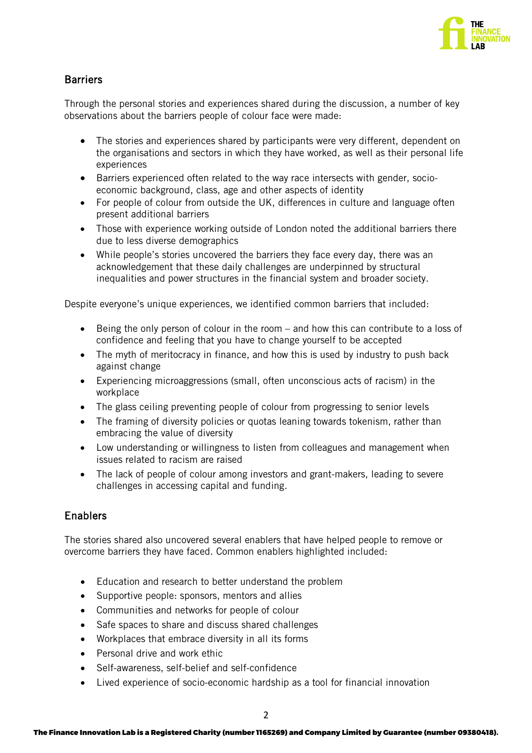## Barriers

Through the personal stories and experiences shared during the discussion, a number of key observations about the barriers people of colour face were made:

- The stories and experiences shared by participants were very different, dependent on the organisations and sectors in which they have worked, as well as their personal life experiences
- Barriers experienced often related to the way race intersects with gender, socio-economic background, class, age and other aspects of identity
- For people of colour from outside the UK, differences in culture and language often present additional barriers
- Those with experience working outside of London noted the additional barriers there due to less diverse demographics
- While people's stories uncovered the barriers they face every day, there was an acknowledgement that these daily challenges are underpinned by structural inequalities and power structures in the financial system and broader society.

Despite everyone's unique experiences, we identified common barriers that included:

- Being the only person of colour in the room – and how this can contribute to a loss of confidence and feeling that you have to change yourself to be accepted
- The myth of meritocracy in finance, and how this is used by industry to push back against change
- Experiencing microaggressions (small, often unconscious acts of racism) in the workplace
- The glass ceiling preventing people of colour from progressing to senior levels
- The framing of diversity policies or quotas leaning towards tokenism, rather than embracing the value of diversity
- Low understanding or willingness to listen from colleagues and management when issues related to racism are raised
- The lack of people of colour among investors and grant-makers, leading to severe challenges in accessing capital and funding.

## Enablers

The stories shared also uncovered several enablers that have helped people to remove or overcome barriers they have faced. Common enablers highlighted included:

- Education and research to better understand the problem
- Supportive people: sponsors, mentors and allies
- Communities and networks for people of colour
- Safe spaces to share and discuss shared challenges
- Workplaces that embrace diversity in all its forms
- Personal drive and work ethic
- Self-awareness, self-belief and self-confidence
- Lived experience of socio-economic hardship as a tool for financial innovation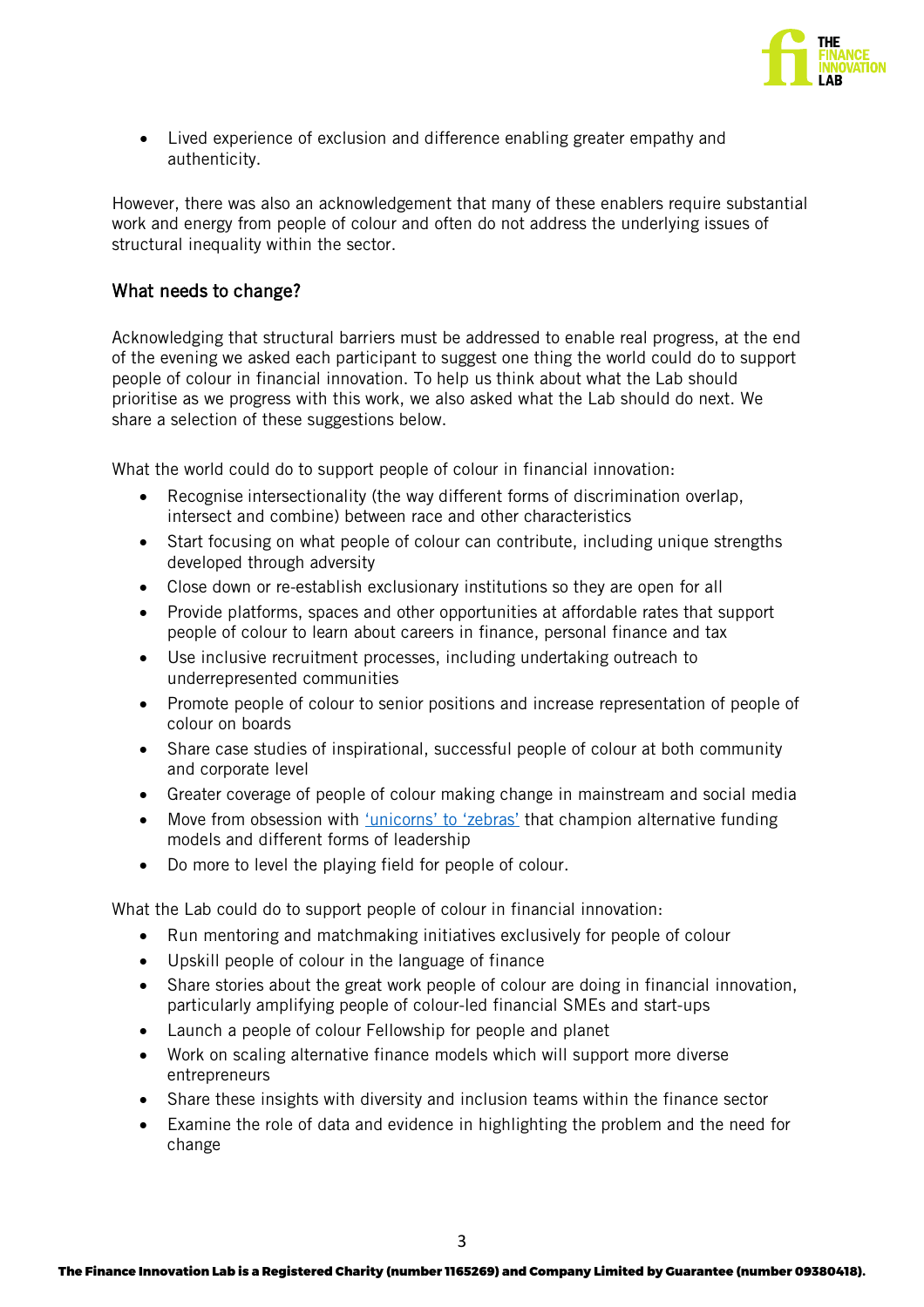- Lived experience of exclusion and difference enabling greater empathy and authenticity.

However, there was also an acknowledgement that many of these enablers require substantial work and energy from people of colour and often do not address the underlying issues of structural inequality within the sector.

## What needs to change?

Acknowledging that structural barriers must be addressed to enable real progress, at the end of the evening we asked each participant to suggest one thing the world could do to support people of colour in financial innovation. To help us think about what the Lab should prioritise as we progress with this work, we also asked what the Lab should do next. We share a selection of these suggestions below.

What the world could do to support people of colour in financial innovation:

- Recognise intersectionality (the way different forms of discrimination overlap, intersect and combine) between race and other characteristics
- Start focusing on what people of colour can contribute, including unique strengths developed through adversity
- Close down or re-establish exclusionary institutions so they are open for all
- Provide platforms, spaces and other opportunities at affordable rates that support people of colour to learn about careers in finance, personal finance and tax
- Use inclusive recruitment processes, including undertaking outreach to underrepresented communities
- Promote people of colour to senior positions and increase representation of people of colour on boards
- Share case studies of inspirational, successful people of colour at both community and corporate level
- Greater coverage of people of colour making change in mainstream and social media
- Move from obsession with 'unicorns' to 'zebras' that champion alternative funding models and different forms of leadership
- Do more to level the playing field for people of colour.

What the Lab could do to support people of colour in financial innovation:

- Run mentoring and matchmaking initiatives exclusively for people of colour
- Upskill people of colour in the language of finance
- Share stories about the great work people of colour are doing in financial innovation, particularly amplifying people of colour-led financial SMEs and start-ups
- Launch a people of colour Fellowship for people and planet
- Work on scaling alternative finance models which will support more diverse entrepreneurs
- Share these insights with diversity and inclusion teams within the finance sector
- Examine the role of data and evidence in highlighting the problem and the need for change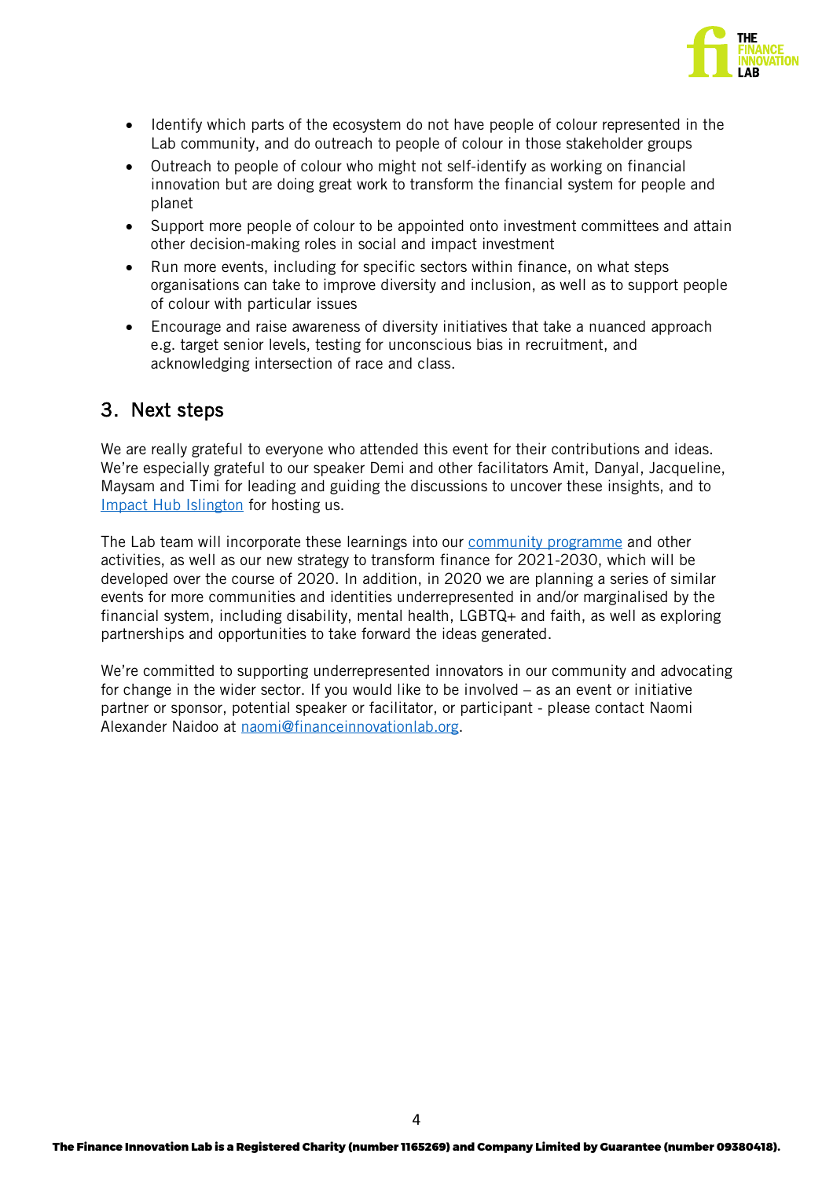- Identify which parts of the ecosystem do not have people of colour represented in the Lab community, and do outreach to people of colour in those stakeholder groups
- Outreach to people of colour who might not self-identify as working on financial innovation but are doing great work to transform the financial system for people and planet
- Support more people of colour to be appointed onto investment committees and attain other decision-making roles in social and impact investment
- Run more events, including for specific sectors within finance, on what steps organisations can take to improve diversity and inclusion, as well as to support people of colour with particular issues
- Encourage and raise awareness of diversity initiatives that take a nuanced approach e.g. target senior levels, testing for unconscious bias in recruitment, and acknowledging intersection of race and class.

## 3. Next steps

We are really grateful to everyone who attended this event for their contributions and ideas. We're especially grateful to our speaker Demi and other facilitators Amit, Danyal, Jacqueline, Maysam and Timi for leading and guiding the discussions to uncover these insights, and to Impact Hub Islington for hosting us.

The Lab team will incorporate these learnings into our community programme and other activities, as well as our new strategy to transform finance for 2021-2030, which will be developed over the course of 2020. In addition, in 2020 we are planning a series of similar events for more communities and identities underrepresented in and/or marginalised by the financial system, including disability, mental health, LGBTQ+ and faith, as well as exploring partnerships and opportunities to take forward the ideas generated.

We're committed to supporting underrepresented innovators in our community and advocating for change in the wider sector. If you would like to be involved – as an event or initiative partner or sponsor, potential speaker or facilitator, or participant - please contact Naomi Alexander Naidoo at naomi@financeinnovationlab.org.